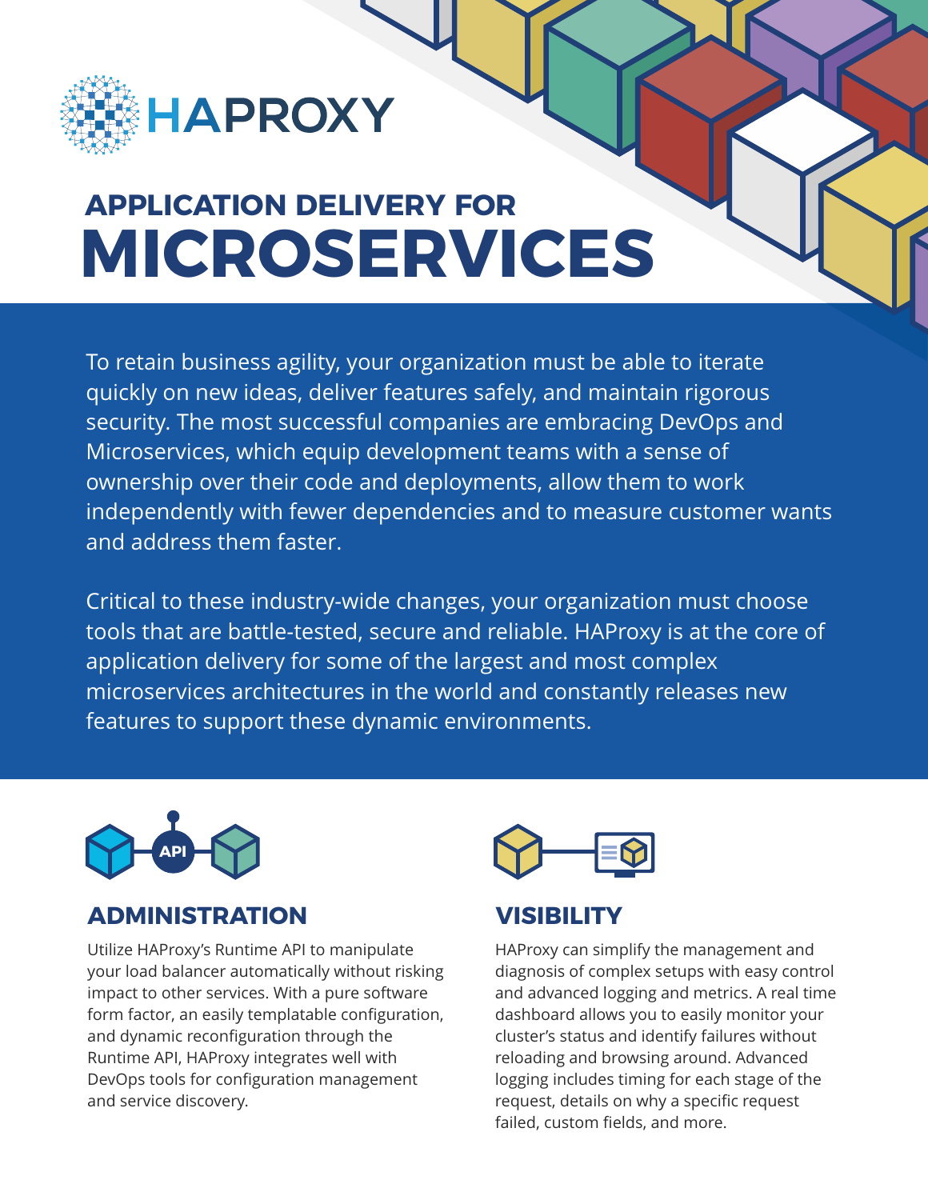HAPROXY

# APPLICATION DELIVERY FOR MICROSERVICES

To retain business agility, your organization must be able to iterate quickly on new ideas, deliver features safely, and maintain rigorous security. The most successful companies are embracing DevOps and Microservices, which equip development teams with a sense of ownership over their code and deployments, allow them to work independently with fewer dependencies and to measure customer wants and address them faster.

Critical to these industry-wide changes, your organization must choose tools that are battle-tested, secure and reliable. HAProxy is at the core of application delivery for some of the largest and most complex microservices architectures in the world and constantly releases new features to support these dynamic environments.

## ADMINISTRATION

Utilize HAProxy's Runtime API to manipulate your load balancer automatically without risking impact to other services. With a pure software form factor, an easily templatable configuration, and dynamic reconfiguration through the Runtime API, HAProxy integrates well with DevOps tools for configuration management and service discovery.

## VISIBILITY

HAProxy can simplify the management and diagnosis of complex setups with easy control and advanced logging and metrics. A real time dashboard allows you to easily monitor your cluster's status and identify failures without reloading and browsing around. Advanced logging includes timing for each stage of the request, details on why a specific request failed, custom fields, and more.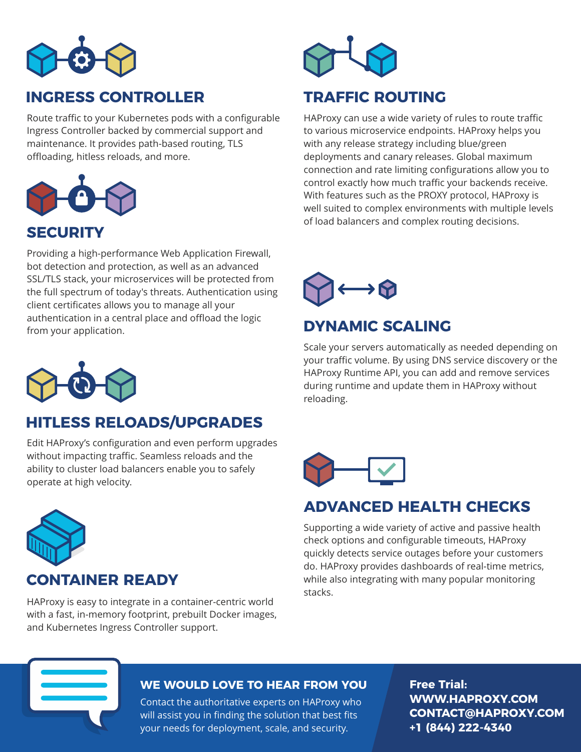## INGRESS CONTROLLER

Route traffic to your Kubernetes pods with a configurable Ingress Controller backed by commercial support and maintenance. It provides path-based routing, TLS offloading, hitless reloads, and more.

## SECURITY

Providing a high-performance Web Application Firewall, bot detection and protection, as well as an advanced SSL/TLS stack, your microservices will be protected from the full spectrum of today's threats. Authentication using client certificates allows you to manage all your authentication in a central place and offload the logic from your application.

## HITLESS RELOADS/UPGRADES

Edit HAProxy's configuration and even perform upgrades without impacting traffic. Seamless reloads and the ability to cluster load balancers enable you to safely operate at high velocity.

## CONTAINER READY

HAProxy is easy to integrate in a container-centric world with a fast, in-memory footprint, prebuilt Docker images, and Kubernetes Ingress Controller support.

## TRAFFIC ROUTING

HAProxy can use a wide variety of rules to route traffic to various microservice endpoints. HAProxy helps you with any release strategy including blue/green deployments and canary releases. Global maximum connection and rate limiting configurations allow you to control exactly how much traffic your backends receive. With features such as the PROXY protocol, HAProxy is well suited to complex environments with multiple levels of load balancers and complex routing decisions.

## DYNAMIC SCALING

Scale your servers automatically as needed depending on your traffic volume. By using DNS service discovery or the HAProxy Runtime API, you can add and remove services during runtime and update them in HAProxy without reloading.

## ADVANCED HEALTH CHECKS

Supporting a wide variety of active and passive health check options and configurable timeouts, HAProxy quickly detects service outages before your customers do. HAProxy provides dashboards of real-time metrics, while also integrating with many popular monitoring stacks.

### WE WOULD LOVE TO HEAR FROM YOU

Contact the authoritative experts on HAProxy who will assist you in finding the solution that best fits your needs for deployment, scale, and security.

**Free Trial:**
**WWW.HAPROXY.COM**
**CONTACT@HAPROXY.COM**
**+1 (844) 222-4340**